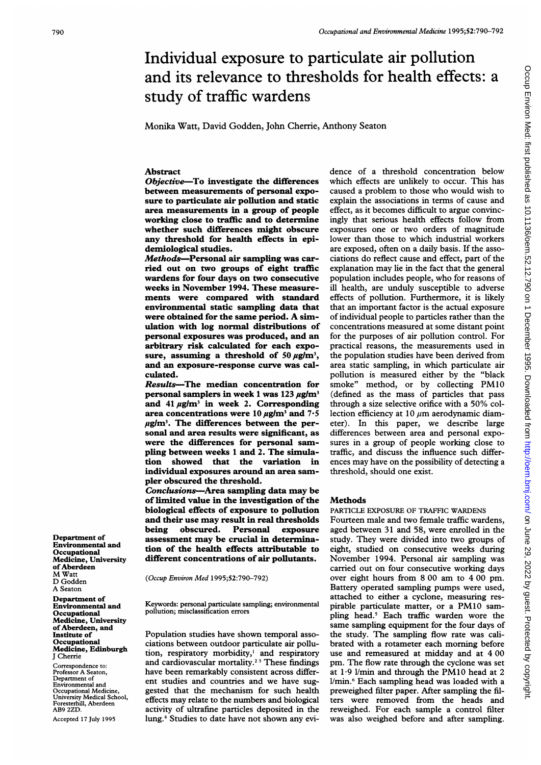# Individual exposure to particulate air pollution and its relevance to thresholds for health effects: a study of traffic wardens

Monika Watt, David Godden, John Cherrie, Anthony Seaton

## Abstract

***Objective*—To investigate the differences between measurements of personal exposure to particulate air pollution and static area measurements in a group of people working close to traffic and to determine whether such differences might obscure any threshold for health effects in epidemiological studies.**

***Methods*—Personal air sampling was carried out on two groups of eight traffic wardens for four days on two consecutive weeks in November 1994. These measurements were compared with standard environmental static sampling data that were obtained for the same period. A simulation with log normal distributions of personal exposures was produced, and an arbitrary risk calculated for each exposure, assuming a threshold of 50 μg/m³, and an exposure-response curve was calculated.**

***Results*—The median concentration for personal samplers in week 1 was 123 μg/m³ and 41 μg/m³ in week 2. Corresponding area concentrations were 10 μg/m³ and 7·5 μg/m³. The differences between the personal and area results were significant, as were the differences for personal sampling between weeks 1 and 2. The simulation showed that the variation in individual exposures around an area sampler obscured the threshold.**

***Conclusions*—Area sampling data may be of limited value in the investigation of the biological effects of exposure to pollution and their use may result in real thresholds being obscured. Personal exposure assessment may be crucial in determination of the health effects attributable to different concentrations of air pollutants.**

(*Occup Environ Med* 1995;**52**:790–792)

Keywords: personal particulate sampling; environmental pollution; misclassification errors

Population studies have shown temporal associations between outdoor particulate air pollution, respiratory morbidity,[1] and respiratory and cardiovascular mortality.[2,3] These findings have been remarkably consistent across different studies and countries and we have suggested that the mechanism for such health effects may relate to the numbers and biological activity of ultrafine particles deposited in the lung.[4] Studies to date have not shown any evidence of a threshold concentration below which effects are unlikely to occur. This has caused a problem to those who would wish to explain the associations in terms of cause and effect, as it becomes difficult to argue convincingly that serious health effects follow from exposures one or two orders of magnitude lower than those to which industrial workers are exposed, often on a daily basis. If the associations do reflect cause and effect, part of the explanation may lie in the fact that the general population includes people, who for reasons of ill health, are unduly susceptible to adverse effects of pollution. Furthermore, it is likely that an important factor is the actual exposure of individual people to particles rather than the concentrations measured at some distant point for the purposes of air pollution control. For practical reasons, the measurements used in the population studies have been derived from area static sampling, in which particulate air pollution is measured either by the "black smoke" method, or by collecting PM10 (defined as the mass of particles that pass through a size selective orifice with a 50% collection efficiency at 10 μm aerodynamic diameter). In this paper, we describe large differences between area and personal exposures in a group of people working close to traffic, and discuss the influence such differences may have on the possibility of detecting a threshold, should one exist.

## Methods

### PARTICLE EXPOSURE OF TRAFFIC WARDENS

Fourteen male and two female traffic wardens, aged between 31 and 58, were enrolled in the study. They were divided into two groups of eight, studied on consecutive weeks during November 1994. Personal air sampling was carried out on four consecutive working days over eight hours from 8 00 am to 4 00 pm. Battery operated sampling pumps were used, attached to either a cyclone, measuring respirable particulate matter, or a PM10 sampling head.[5] Each traffic warden wore the same sampling equipment for the four days of the study. The sampling flow rate was calibrated with a rotameter each morning before use and remeasured at midday and at 4 00 pm. The flow rate through the cyclone was set at 1·9 l/min and through the PM10 head at 2 l/min.[6] Each sampling head was loaded with a preweighed filter paper. After sampling the filters were removed from the heads and reweighed. For each sample a control filter was also weighed before and after sampling.

Department of Environmental and Occupational Medicine, University of Aberdeen
M Watt
D Godden
A Seaton

Department of Environmental and Occupational Medicine, University of Aberdeen, and Institute of Occupational Medicine, Edinburgh
J Cherrie

Correspondence to: Professor A Seaton, Department of Environmental and Occupational Medicine, University Medical School, Foresterhill, Aberdeen AB9 2ZD.

Accepted 17 July 1995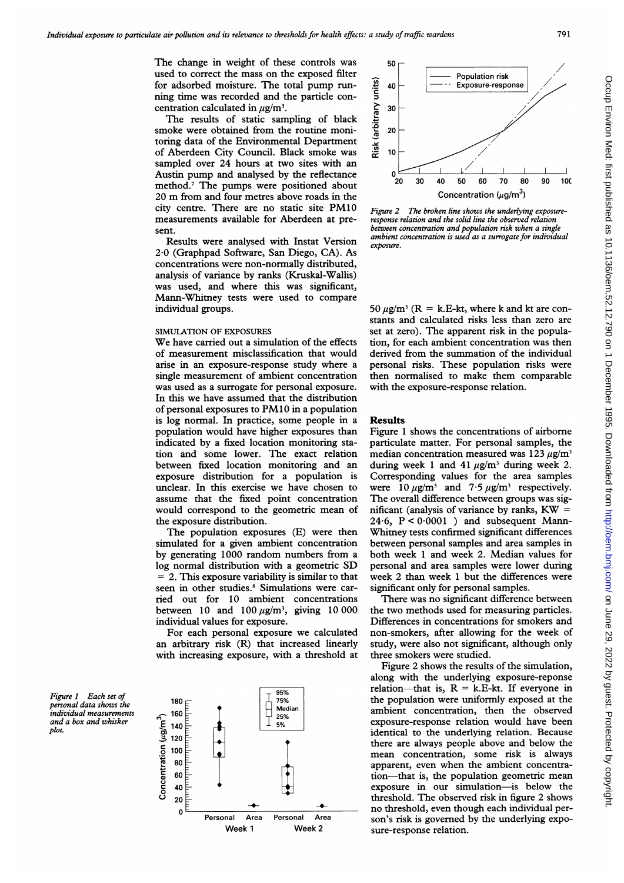The change in weight of these controls was used to correct the mass on the exposed filter for adsorbed moisture. The total pump running time was recorded and the particle concentration calculated in $\mu g/m^3$.

The results of static sampling of black smoke were obtained from the routine monitoring data of the Environmental Department of Aberdeen City Council. Black smoke was sampled over 24 hours at two sites with an Austin pump and analysed by the reflectance method.[7] The pumps were positioned about 20 m from and four metres above roads in the city centre. There are no static site PM10 measurements available for Aberdeen at present.

Results were analysed with Instat Version 2·0 (Graphpad Software, San Diego, CA). As concentrations were non-normally distributed, analysis of variance by ranks (Kruskal-Wallis) was used, and where this was significant, Mann-Whitney tests were used to compare individual groups.

### SIMULATION OF EXPOSURES

We have carried out a simulation of the effects of measurement misclassification that would arise in an exposure-response study where a single measurement of ambient concentration was used as a surrogate for personal exposure. In this we have assumed that the distribution of personal exposures to PM10 in a population is log normal. In practice, some people in a population would have higher exposures than indicated by a fixed location monitoring station and some lower. The exact relation between fixed location monitoring and an exposure distribution for a population is unclear. In this exercise we have chosen to assume that the fixed point concentration would correspond to the geometric mean of the exposure distribution.

The population exposures (E) were then simulated for a given ambient concentration by generating 1000 random numbers from a log normal distribution with a geometric SD = 2. This exposure variability is similar to that seen in other studies.[8] Simulations were carried out for 10 ambient concentrations between 10 and 100 $\mu g/m^3$, giving 10 000 individual values for exposure.

For each personal exposure we calculated an arbitrary risk (R) that increased linearly with increasing exposure, with a threshold at 50 $\mu g/m^3$ ($R = k.E-kt$, where k and kt are constants and calculated risks less than zero are set at zero). The apparent risk in the population, for each ambient concentration was then derived from the summation of the individual personal risks. These population risks were then normalised to make them comparable with the exposure-response relation.

*Figure 1 Each set of personal data shows the individual measurements and a box and whisker plot.*

*Figure 2 The broken line shows the underlying exposure-response relation and the solid line the observed relation between concentration and population risk when a single ambient concentration is used as a surrogate for individual exposure.*

## Results

Figure 1 shows the concentrations of airborne particulate matter. For personal samples, the median concentration measured was 123 $\mu g/m^3$ during week 1 and 41 $\mu g/m^3$ during week 2. Corresponding values for the area samples were 10 $\mu g/m^3$ and 7·5 $\mu g/m^3$ respectively. The overall difference between groups was significant (analysis of variance by ranks, KW = 24·6, $P < 0·0001$ ) and subsequent Mann-Whitney tests confirmed significant differences between personal samples and area samples in both week 1 and week 2. Median values for personal and area samples were lower during week 2 than week 1 but the differences were significant only for personal samples.

There was no significant difference between the two methods used for measuring particles. Differences in concentrations for smokers and non-smokers, after allowing for the week of study, were also not significant, although only three smokers were studied.

Figure 2 shows the results of the simulation, along with the underlying exposure-reponse relation—that is, $R = k.E-kt$. If everyone in the population were uniformly exposed at the ambient concentration, then the observed exposure-response relation would have been identical to the underlying relation. Because there are always people above and below the mean concentration, some risk is always apparent, even when the ambient concentration—that is, the population geometric mean exposure in our simulation—is below the threshold. The observed risk in figure 2 shows no threshold, even though each individual person's risk is governed by the underlying exposure-response relation.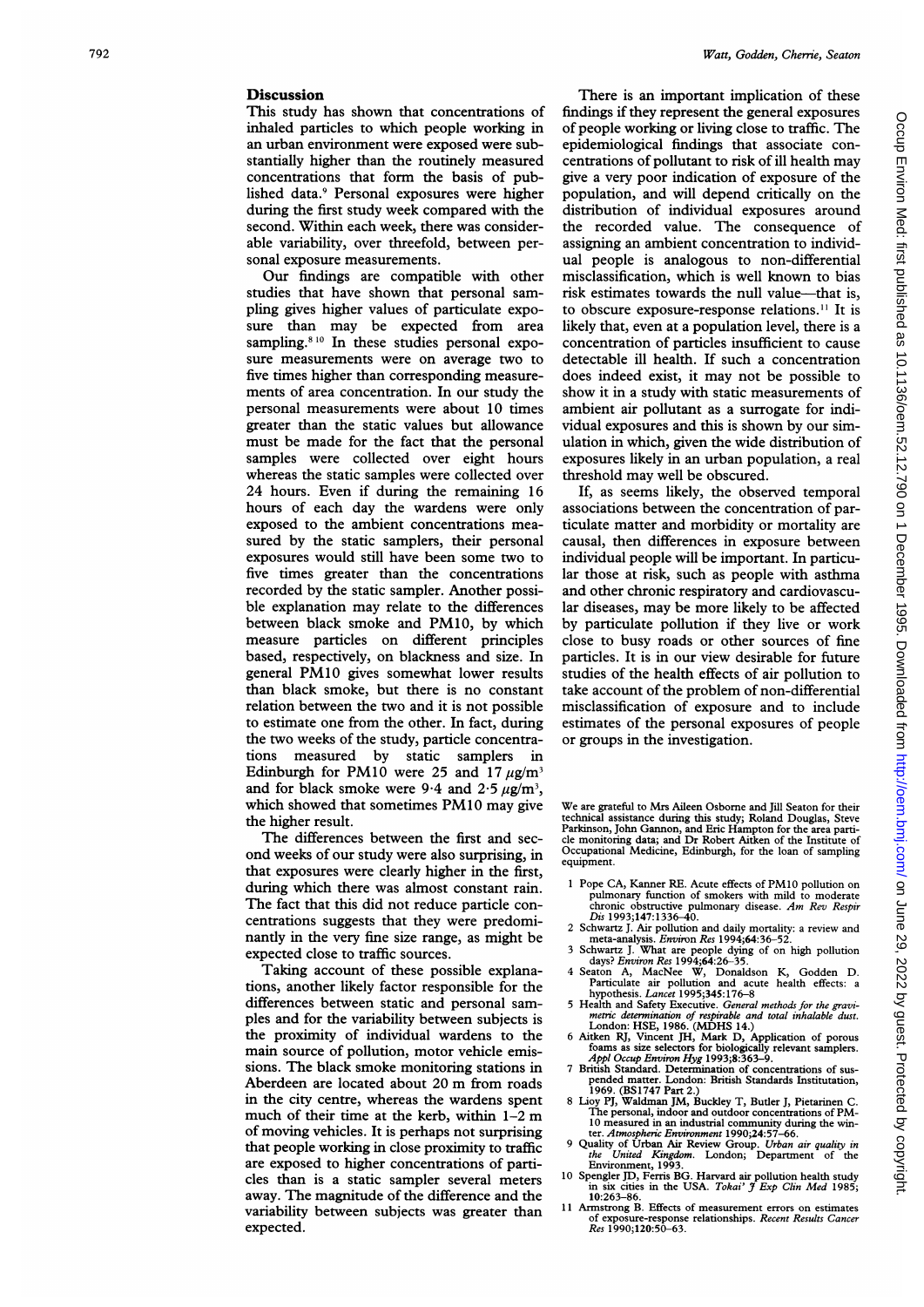## Discussion

This study has shown that concentrations of inhaled particles to which people working in an urban environment were exposed were substantially higher than the routinely measured concentrations that form the basis of published data.[9] Personal exposures were higher during the first study week compared with the second. Within each week, there was considerable variability, over threefold, between personal exposure measurements.

Our findings are compatible with other studies that have shown that personal sampling gives higher values of particulate exposure than may be expected from area sampling.[8,10] In these studies personal exposure measurements were on average two to five times higher than corresponding measurements of area concentration. In our study the personal measurements were about 10 times greater than the static values but allowance must be made for the fact that the personal samples were collected over eight hours whereas the static samples were collected over 24 hours. Even if during the remaining 16 hours of each day the wardens were only exposed to the ambient concentrations measured by the static samplers, their personal exposures would still have been some two to five times greater than the concentrations recorded by the static sampler. Another possible explanation may relate to the differences between black smoke and PM10, by which measure particles on different principles based, respectively, on blackness and size. In general PM10 gives somewhat lower results than black smoke, but there is no constant relation between the two and it is not possible to estimate one from the other. In fact, during the two weeks of the study, particle concentrations measured by static samplers in Edinburgh for PM10 were 25 and 17 $\mu g/m^3$ and for black smoke were 9·4 and 2·5 $\mu g/m^3$, which showed that sometimes PM10 may give the higher result.

The differences between the first and second weeks of our study were also surprising, in that exposures were clearly higher in the first, during which there was almost constant rain. The fact that this did not reduce particle concentrations suggests that they were predominantly in the very fine size range, as might be expected close to traffic sources.

Taking account of these possible explanations, another likely factor responsible for the differences between static and personal samples and for the variability between subjects is the proximity of individual wardens to the main source of pollution, motor vehicle emissions. The black smoke monitoring stations in Aberdeen are located about 20 m from roads in the city centre, whereas the wardens spent much of their time at the kerb, within 1–2 m of moving vehicles. It is perhaps not surprising that people working in close proximity to traffic are exposed to higher concentrations of particles than is a static sampler several meters away. The magnitude of the difference and the variability between subjects was greater than expected.

There is an important implication of these findings if they represent the general exposures of people working or living close to traffic. The epidemiological findings that associate concentrations of pollutant to risk of ill health may give a very poor indication of exposure of the population, and will depend critically on the distribution of individual exposures around the recorded value. The consequence of assigning an ambient concentration to individual people is analogous to non-differential misclassification, which is well known to bias risk estimates towards the null value—that is, to obscure exposure-response relations.[11] It is likely that, even at a population level, there is a concentration of particles insufficient to cause detectable ill health. If such a concentration does indeed exist, it may not be possible to show it in a study with static measurements of ambient air pollutant as a surrogate for individual exposures and this is shown by our simulation in which, given the wide distribution of exposures likely in an urban population, a real threshold may well be obscured.

If, as seems likely, the observed temporal associations between the concentration of particulate matter and morbidity or mortality are causal, then differences in exposure between individual people will be important. In particular those at risk, such as people with asthma and other chronic respiratory and cardiovascular diseases, may be more likely to be affected by particulate pollution if they live or work close to busy roads or other sources of fine particles. It is in our view desirable for future studies of the health effects of air pollution to take account of the problem of non-differential misclassification of exposure and to include estimates of the personal exposures of people or groups in the investigation.

We are grateful to Mrs Aileen Osborne and Jill Seaton for their technical assistance during this study; Roland Douglas, Steve Parkinson, John Gannon, and Eric Hampton for the area particle monitoring data; and Dr Robert Aitken of the Institute of Occupational Medicine, Edinburgh, for the loan of sampling equipment.

1. Pope CA, Kanner RE. Acute effects of PM10 pollution on pulmonary function of smokers with mild to moderate chronic obstructive pulmonary disease. *Am Rev Respir Dis* 1993;147:1336–40.
2. Schwartz J. Air pollution and daily mortality: a review and meta-analysis. *Environ Res* 1994;64:36–52.
3. Schwartz J. What are people dying of on high pollution days? *Environ Res* 1994;64:26–35.
4. Seaton A, MacNee W, Donaldson K, Godden D. Particulate air pollution and acute health effects: a hypothesis. *Lancet* 1995;345:176–8
5. Health and Safety Executive. *General methods for the gravimetric determination of respirable and total inhalable dust.* London: HSE, 1986. (MDHS 14.)
6. Aitken RJ, Vincent JH, Mark D, Application of porous foams as size selectors for biologically relevant samplers. *Appl Occup Environ Hyg* 1993;8:363–9.
7. British Standard. Determination of concentrations of suspended matter. London: British Standards Instutitation, 1969. (BS1747 Part 2.)
8. Lioy PJ, Waldman JM, Buckley T, Butler J, Pietarinen C. The personal, indoor and outdoor concentrations of PM-10 measured in an industrial community during the winter. *Atmospheric Environment* 1990;24:57–66.
9. Quality of Urban Air Review Group. *Urban air quality in the United Kingdom.* London; Department of the Environment, 1993.
10. Spengler JD, Ferris BG. Harvard air pollution health study in six cities in the USA. *Tokai J Exp Clin Med* 1985; 10:263–86.
11. Armstrong B. Effects of measurement errors on estimates of exposure-response relationships. *Recent Results Cancer Res* 1990;120:50–63.